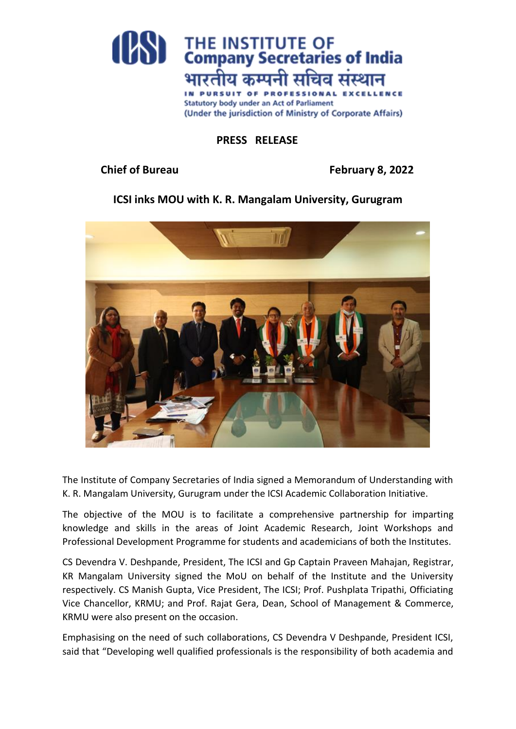THE INSTITUTE OF
Company Secretaries of India
भारतीय कम्पनी सचिव संस्थान

IN PURSUIT OF PROFESSIONAL EXCELLENCE

Statutory body under an Act of Parliament

(Under the jurisdiction of Ministry of Corporate Affairs)

**PRESS RELEASE**

**Chief of Bureau** **February 8, 2022**

## ICSI inks MOU with K. R. Mangalam University, Gurugram

The Institute of Company Secretaries of India signed a Memorandum of Understanding with K. R. Mangalam University, Gurugram under the ICSI Academic Collaboration Initiative.

The objective of the MOU is to facilitate a comprehensive partnership for imparting knowledge and skills in the areas of Joint Academic Research, Joint Workshops and Professional Development Programme for students and academicians of both the Institutes.

CS Devendra V. Deshpande, President, The ICSI and Gp Captain Praveen Mahajan, Registrar, KR Mangalam University signed the MoU on behalf of the Institute and the University respectively. CS Manish Gupta, Vice President, The ICSI; Prof. Pushplata Tripathi, Officiating Vice Chancellor, KRMU; and Prof. Rajat Gera, Dean, School of Management & Commerce, KRMU were also present on the occasion.

Emphasising on the need of such collaborations, CS Devendra V Deshpande, President ICSI, said that "Developing well qualified professionals is the responsibility of both academia and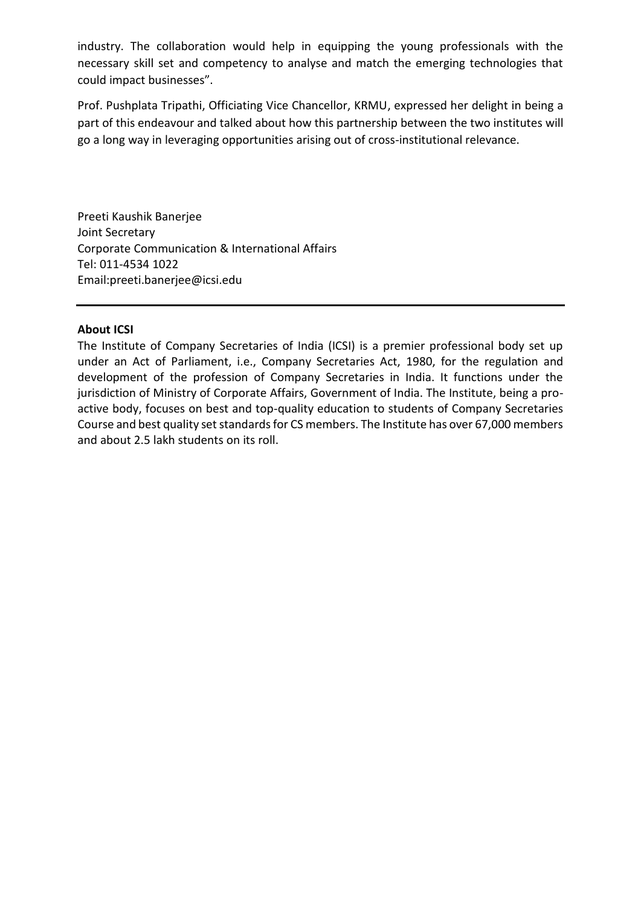industry. The collaboration would help in equipping the young professionals with the necessary skill set and competency to analyse and match the emerging technologies that could impact businesses".

Prof. Pushplata Tripathi, Officiating Vice Chancellor, KRMU, expressed her delight in being a part of this endeavour and talked about how this partnership between the two institutes will go a long way in leveraging opportunities arising out of cross-institutional relevance.

Preeti Kaushik Banerjee
Joint Secretary
Corporate Communication & International Affairs
Tel: 011-4534 1022
Email:preeti.banerjee@icsi.edu

---

**About ICSI**

The Institute of Company Secretaries of India (ICSI) is a premier professional body set up under an Act of Parliament, i.e., Company Secretaries Act, 1980, for the regulation and development of the profession of Company Secretaries in India. It functions under the jurisdiction of Ministry of Corporate Affairs, Government of India. The Institute, being a pro-active body, focuses on best and top-quality education to students of Company Secretaries Course and best quality set standards for CS members. The Institute has over 67,000 members and about 2.5 lakh students on its roll.